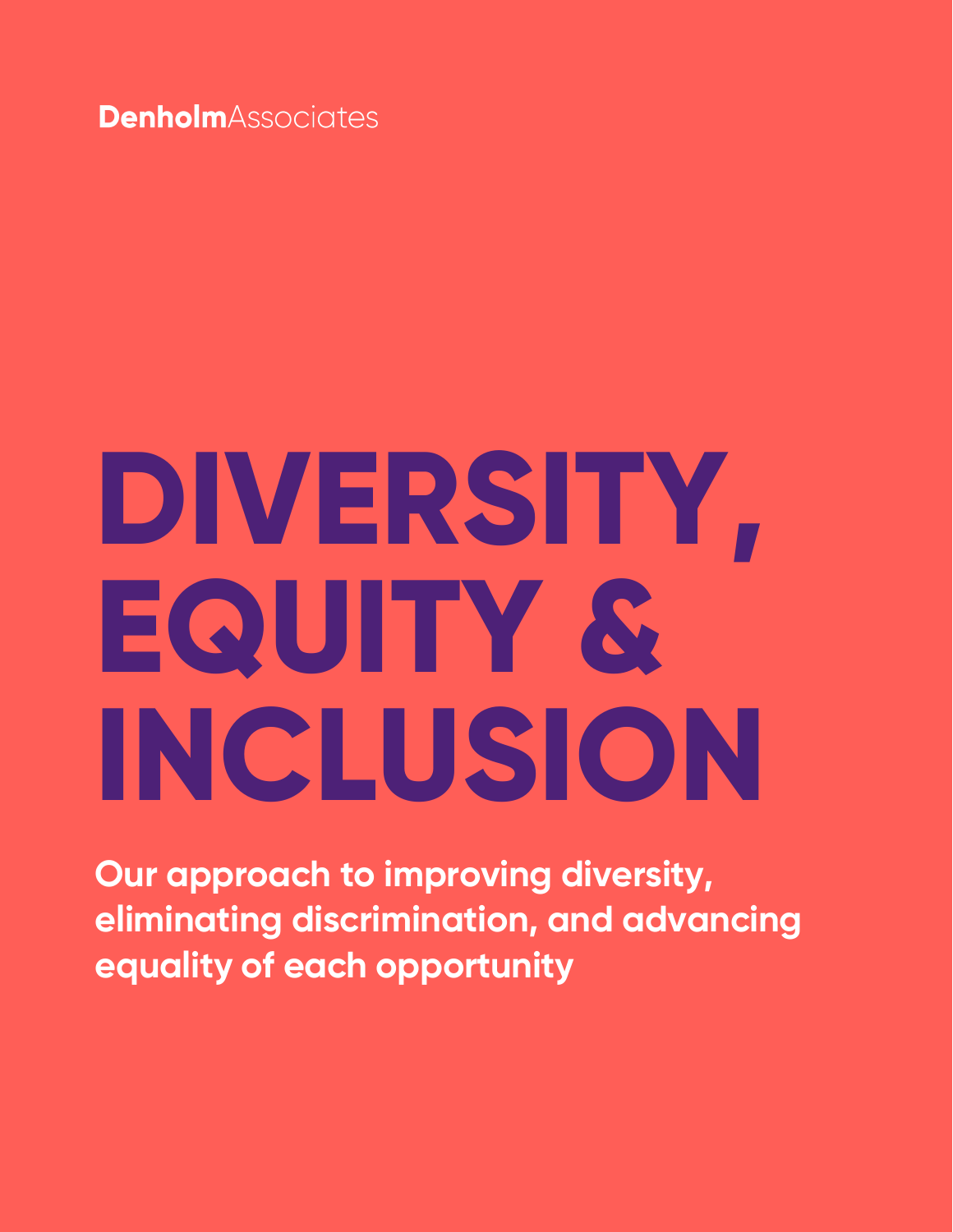**Denholm**Associates

# DIVERSITY, EQUITY & INCLUSION

**Our approach to improving diversity, eliminating discrimination, and advancing equality of each opportunity**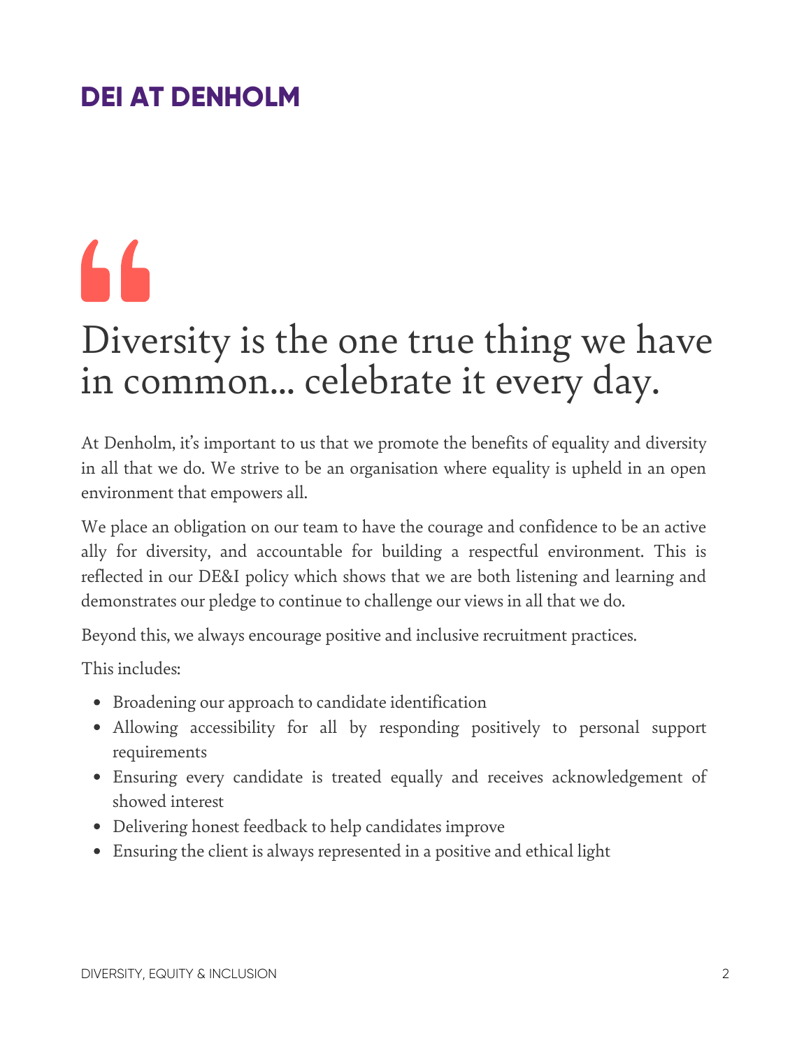# DEI AT DENHOLM

> Diversity is the one true thing we have in common... celebrate it every day.

At Denholm, it's important to us that we promote the benefits of equality and diversity in all that we do. We strive to be an organisation where equality is upheld in an open environment that empowers all.

We place an obligation on our team to have the courage and confidence to be an active ally for diversity, and accountable for building a respectful environment. This is reflected in our DE&I policy which shows that we are both listening and learning and demonstrates our pledge to continue to challenge our views in all that we do.

Beyond this, we always encourage positive and inclusive recruitment practices.

This includes:

- Broadening our approach to candidate identification
- Allowing accessibility for all by responding positively to personal support requirements
- Ensuring every candidate is treated equally and receives acknowledgement of showed interest
- Delivering honest feedback to help candidates improve
- Ensuring the client is always represented in a positive and ethical light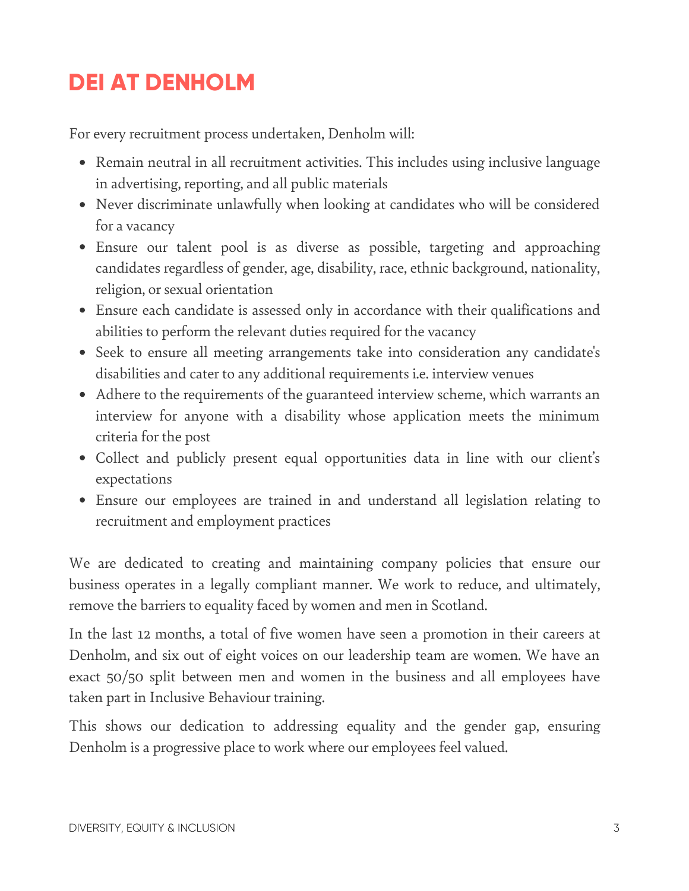# DEI AT DENHOLM

For every recruitment process undertaken, Denholm will:

- Remain neutral in all recruitment activities. This includes using inclusive language in advertising, reporting, and all public materials
- Never discriminate unlawfully when looking at candidates who will be considered for a vacancy
- Ensure our talent pool is as diverse as possible, targeting and approaching candidates regardless of gender, age, disability, race, ethnic background, nationality, religion, or sexual orientation
- Ensure each candidate is assessed only in accordance with their qualifications and abilities to perform the relevant duties required for the vacancy
- Seek to ensure all meeting arrangements take into consideration any candidate's disabilities and cater to any additional requirements i.e. interview venues
- Adhere to the requirements of the guaranteed interview scheme, which warrants an interview for anyone with a disability whose application meets the minimum criteria for the post
- Collect and publicly present equal opportunities data in line with our client's expectations
- Ensure our employees are trained in and understand all legislation relating to recruitment and employment practices

We are dedicated to creating and maintaining company policies that ensure our business operates in a legally compliant manner. We work to reduce, and ultimately, remove the barriers to equality faced by women and men in Scotland.

In the last 12 months, a total of five women have seen a promotion in their careers at Denholm, and six out of eight voices on our leadership team are women. We have an exact 50/50 split between men and women in the business and all employees have taken part in Inclusive Behaviour training.

This shows our dedication to addressing equality and the gender gap, ensuring Denholm is a progressive place to work where our employees feel valued.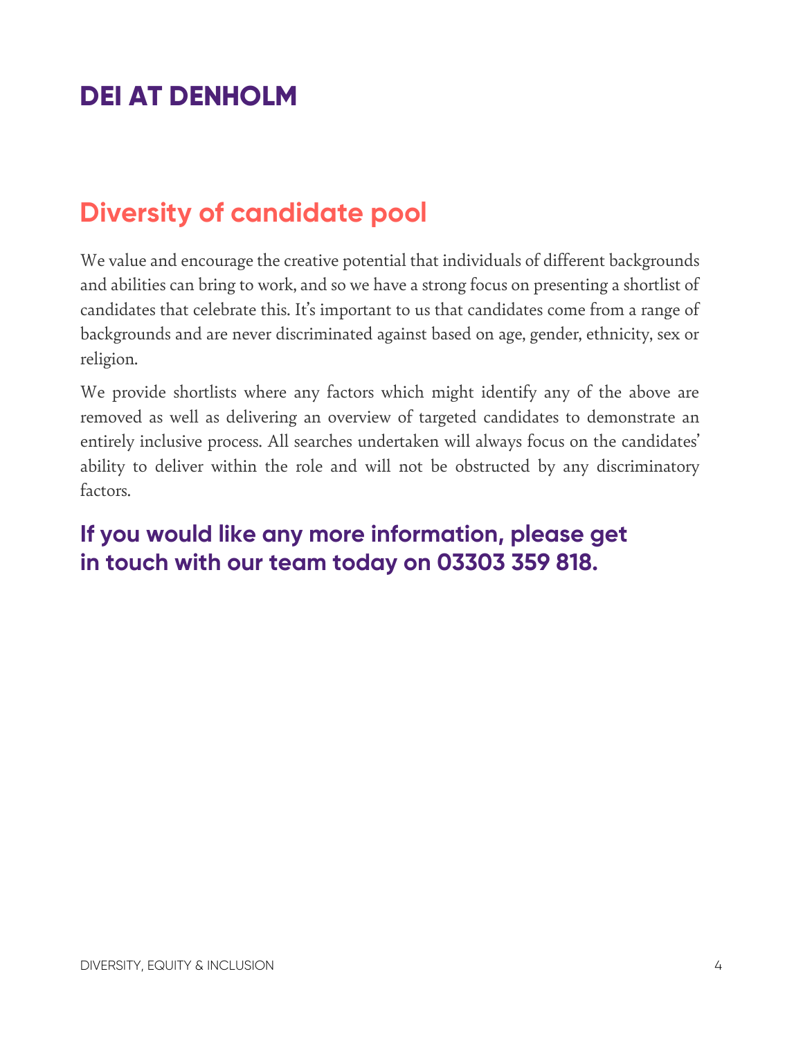# DEI AT DENHOLM

## Diversity of candidate pool

We value and encourage the creative potential that individuals of different backgrounds and abilities can bring to work, and so we have a strong focus on presenting a shortlist of candidates that celebrate this. It's important to us that candidates come from a range of backgrounds and are never discriminated against based on age, gender, ethnicity, sex or religion.

We provide shortlists where any factors which might identify any of the above are removed as well as delivering an overview of targeted candidates to demonstrate an entirely inclusive process. All searches undertaken will always focus on the candidates' ability to deliver within the role and will not be obstructed by any discriminatory factors.

### If you would like any more information, please get in touch with our team today on 03303 359 818.